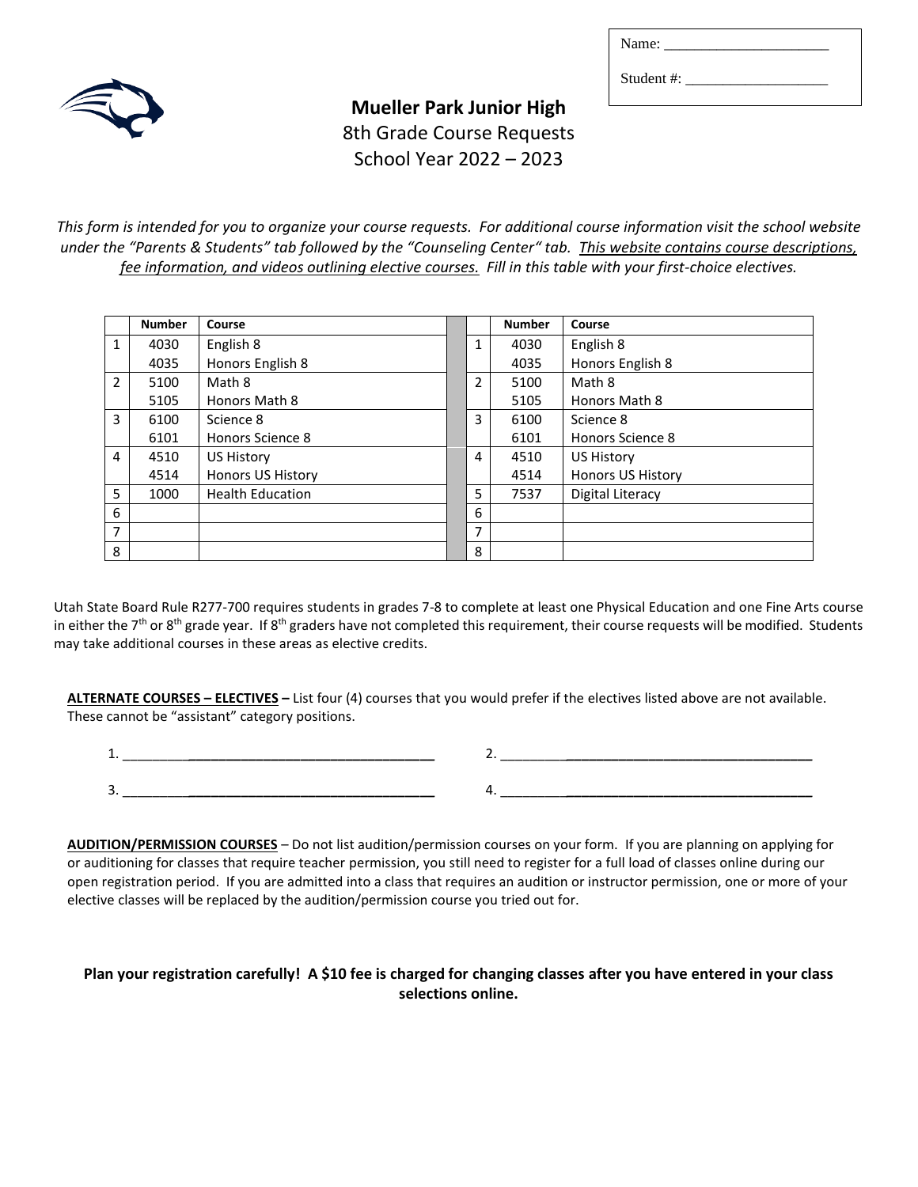Name: ______________________

Student #: ___________________

# Mueller Park Junior High

8th Grade Course Requests

School Year 2022 – 2023

*This form is intended for you to organize your course requests. For additional course information visit the school website under the "Parents & Students" tab followed by the "Counseling Center" tab. <u>This website contains course descriptions, fee information, and videos outlining elective courses.</u> Fill in this table with your first-choice electives.*

| | Number | Course | | | Number | Course |
|---|---|---|---|---|---|---|
| 1 | 4030<br>4035 | English 8<br>Honors English 8 | | 1 | 4030<br>4035 | English 8<br>Honors English 8 |
| 2 | 5100<br>5105 | Math 8<br>Honors Math 8 | | 2 | 5100<br>5105 | Math 8<br>Honors Math 8 |
| 3 | 6100<br>6101 | Science 8<br>Honors Science 8 | | 3 | 6100<br>6101 | Science 8<br>Honors Science 8 |
| 4 | 4510<br>4514 | US History<br>Honors US History | | 4 | 4510<br>4514 | US History<br>Honors US History |
| 5 | 1000 | Health Education | | 5 | 7537 | Digital Literacy |
| 6 | | | | 6 | | |
| 7 | | | | 7 | | |
| 8 | | | | 8 | | |

Utah State Board Rule R277-700 requires students in grades 7-8 to complete at least one Physical Education and one Fine Arts course in either the 7th or 8th grade year. If 8th graders have not completed this requirement, their course requests will be modified. Students may take additional courses in these areas as elective credits.

**<u>ALTERNATE COURSES – ELECTIVES</u> –** List four (4) courses that you would prefer if the electives listed above are not available. These cannot be "assistant" category positions.

1. ______________________________________ 2. ______________________________________

3. ______________________________________ 4. ______________________________________

**<u>AUDITION/PERMISSION COURSES</u>** – Do not list audition/permission courses on your form. If you are planning on applying for or auditioning for classes that require teacher permission, you still need to register for a full load of classes online during our open registration period. If you are admitted into a class that requires an audition or instructor permission, one or more of your elective classes will be replaced by the audition/permission course you tried out for.

**Plan your registration carefully! A $10 fee is charged for changing classes after you have entered in your class selections online.**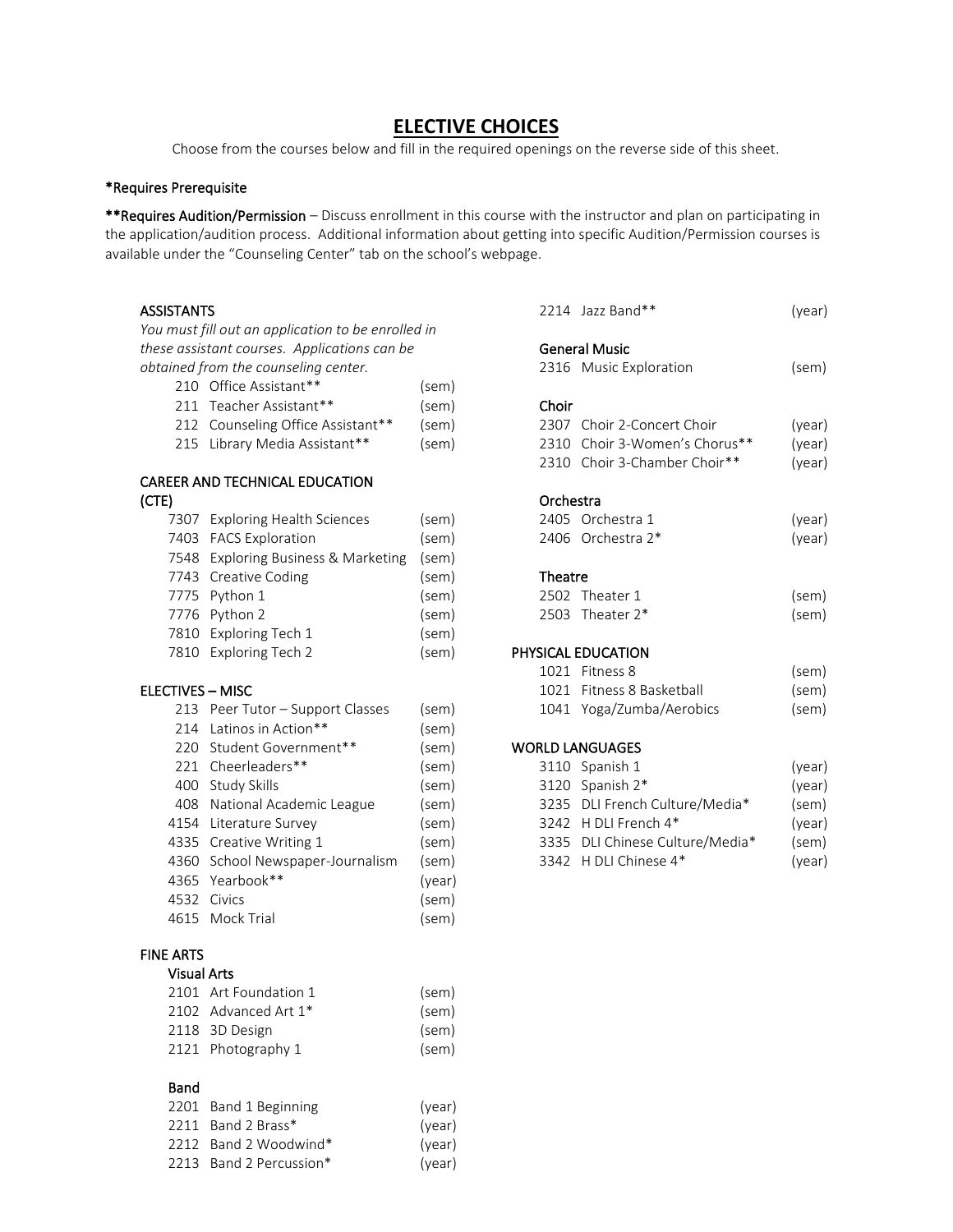# ELECTIVE CHOICES

Choose from the courses below and fill in the required openings on the reverse side of this sheet.

**\*Requires Prerequisite**

**\*\*Requires Audition/Permission** – Discuss enrollment in this course with the instructor and plan on participating in the application/audition process. Additional information about getting into specific Audition/Permission courses is available under the "Counseling Center" tab on the school's webpage.

## ASSISTANTS

*You must fill out an application to be enrolled in these assistant courses. Applications can be obtained from the counseling center.*

| | | |
|---|---|---|
| 210 | Office Assistant** | (sem) |
| 211 | Teacher Assistant** | (sem) |
| 212 | Counseling Office Assistant** | (sem) |
| 215 | Library Media Assistant** | (sem) |

## CAREER AND TECHNICAL EDUCATION (CTE)

| | | |
|---|---|---|
| 7307 | Exploring Health Sciences | (sem) |
| 7403 | FACS Exploration | (sem) |
| 7548 | Exploring Business & Marketing | (sem) |
| 7743 | Creative Coding | (sem) |
| 7775 | Python 1 | (sem) |
| 7776 | Python 2 | (sem) |
| 7810 | Exploring Tech 1 | (sem) |
| 7810 | Exploring Tech 2 | (sem) |

## ELECTIVES – MISC

| | | |
|---|---|---|
| 213 | Peer Tutor – Support Classes | (sem) |
| 214 | Latinos in Action** | (sem) |
| 220 | Student Government** | (sem) |
| 221 | Cheerleaders** | (sem) |
| 400 | Study Skills | (sem) |
| 408 | National Academic League | (sem) |
| 4154 | Literature Survey | (sem) |
| 4335 | Creative Writing 1 | (sem) |
| 4360 | School Newspaper-Journalism | (sem) |
| 4365 | Yearbook** | (year) |
| 4532 | Civics | (sem) |
| 4615 | Mock Trial | (sem) |

## FINE ARTS

### Visual Arts

| | | |
|---|---|---|
| 2101 | Art Foundation 1 | (sem) |
| 2102 | Advanced Art 1* | (sem) |
| 2118 | 3D Design | (sem) |
| 2121 | Photography 1 | (sem) |

### Band

| | | |
|---|---|---|
| 2201 | Band 1 Beginning | (year) |
| 2211 | Band 2 Brass* | (year) |
| 2212 | Band 2 Woodwind* | (year) |
| 2213 | Band 2 Percussion* | (year) |
| 2214 | Jazz Band** | (year) |

### General Music

| | | |
|---|---|---|
| 2316 | Music Exploration | (sem) |

### Choir

| | | |
|---|---|---|
| 2307 | Choir 2-Concert Choir | (year) |
| 2310 | Choir 3-Women's Chorus** | (year) |
| 2310 | Choir 3-Chamber Choir** | (year) |

### Orchestra

| | | |
|---|---|---|
| 2405 | Orchestra 1 | (year) |
| 2406 | Orchestra 2* | (year) |

### Theatre

| | | |
|---|---|---|
| 2502 | Theater 1 | (sem) |
| 2503 | Theater 2* | (sem) |

## PHYSICAL EDUCATION

| | | |
|---|---|---|
| 1021 | Fitness 8 | (sem) |
| 1021 | Fitness 8 Basketball | (sem) |
| 1041 | Yoga/Zumba/Aerobics | (sem) |

## WORLD LANGUAGES

| | | |
|---|---|---|
| 3110 | Spanish 1 | (year) |
| 3120 | Spanish 2* | (year) |
| 3235 | DLI French Culture/Media* | (sem) |
| 3242 | H DLI French 4* | (year) |
| 3335 | DLI Chinese Culture/Media* | (sem) |
| 3342 | H DLI Chinese 4* | (year) |